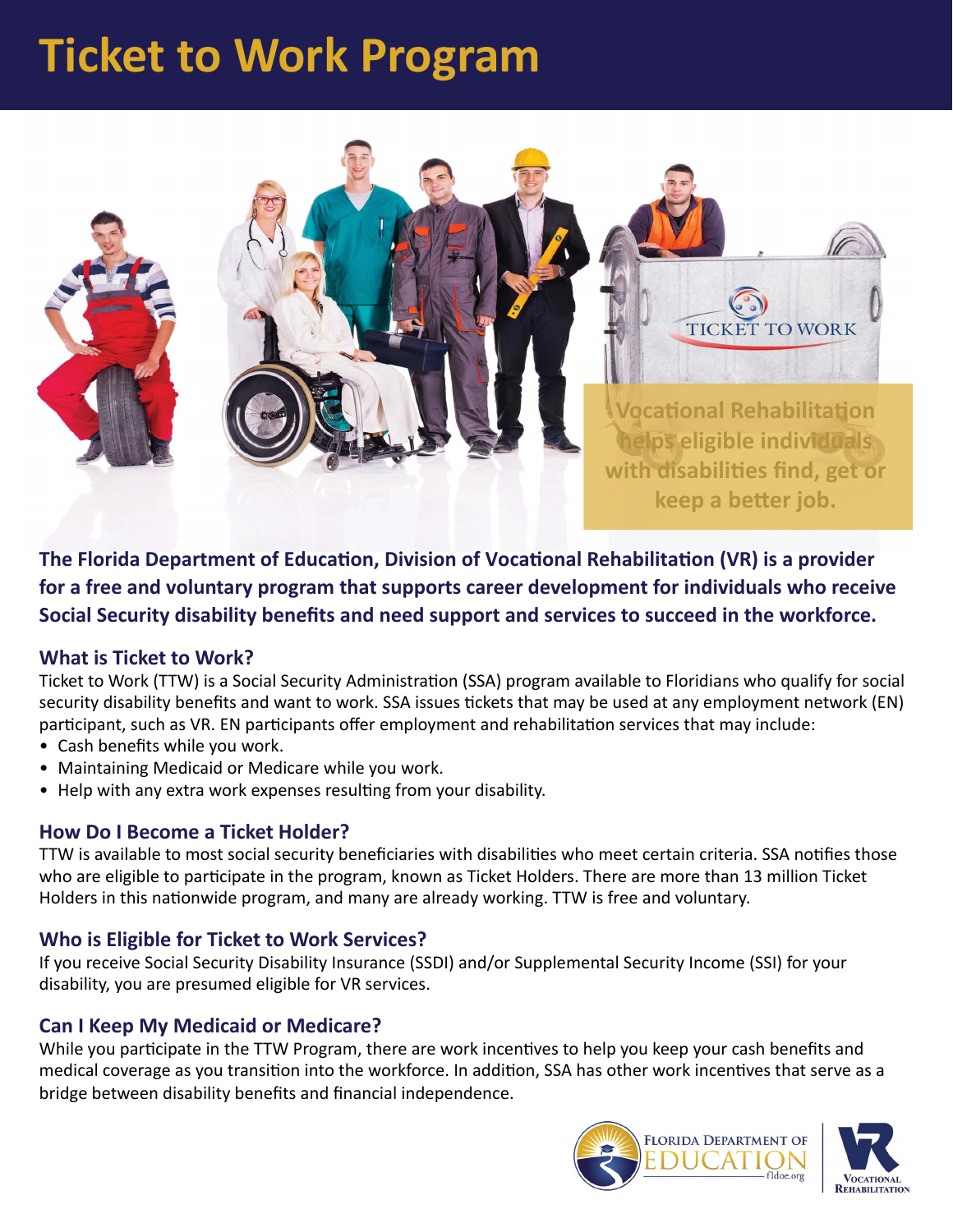# Ticket to Work Program

Vocational Rehabilitation helps eligible individuals with disabilities find, get or keep a better job.

**The Florida Department of Education, Division of Vocational Rehabilitation (VR) is a provider for a free and voluntary program that supports career development for individuals who receive Social Security disability benefits and need support and services to succeed in the workforce.**

## What is Ticket to Work?

Ticket to Work (TTW) is a Social Security Administration (SSA) program available to Floridians who qualify for social security disability benefits and want to work. SSA issues tickets that may be used at any employment network (EN) participant, such as VR. EN participants offer employment and rehabilitation services that may include:

- Cash benefits while you work.
- Maintaining Medicaid or Medicare while you work.
- Help with any extra work expenses resulting from your disability.

## How Do I Become a Ticket Holder?

TTW is available to most social security beneficiaries with disabilities who meet certain criteria. SSA notifies those who are eligible to participate in the program, known as Ticket Holders. There are more than 13 million Ticket Holders in this nationwide program, and many are already working. TTW is free and voluntary.

## Who is Eligible for Ticket to Work Services?

If you receive Social Security Disability Insurance (SSDI) and/or Supplemental Security Income (SSI) for your disability, you are presumed eligible for VR services.

## Can I Keep My Medicaid or Medicare?

While you participate in the TTW Program, there are work incentives to help you keep your cash benefits and medical coverage as you transition into the workforce. In addition, SSA has other work incentives that serve as a bridge between disability benefits and financial independence.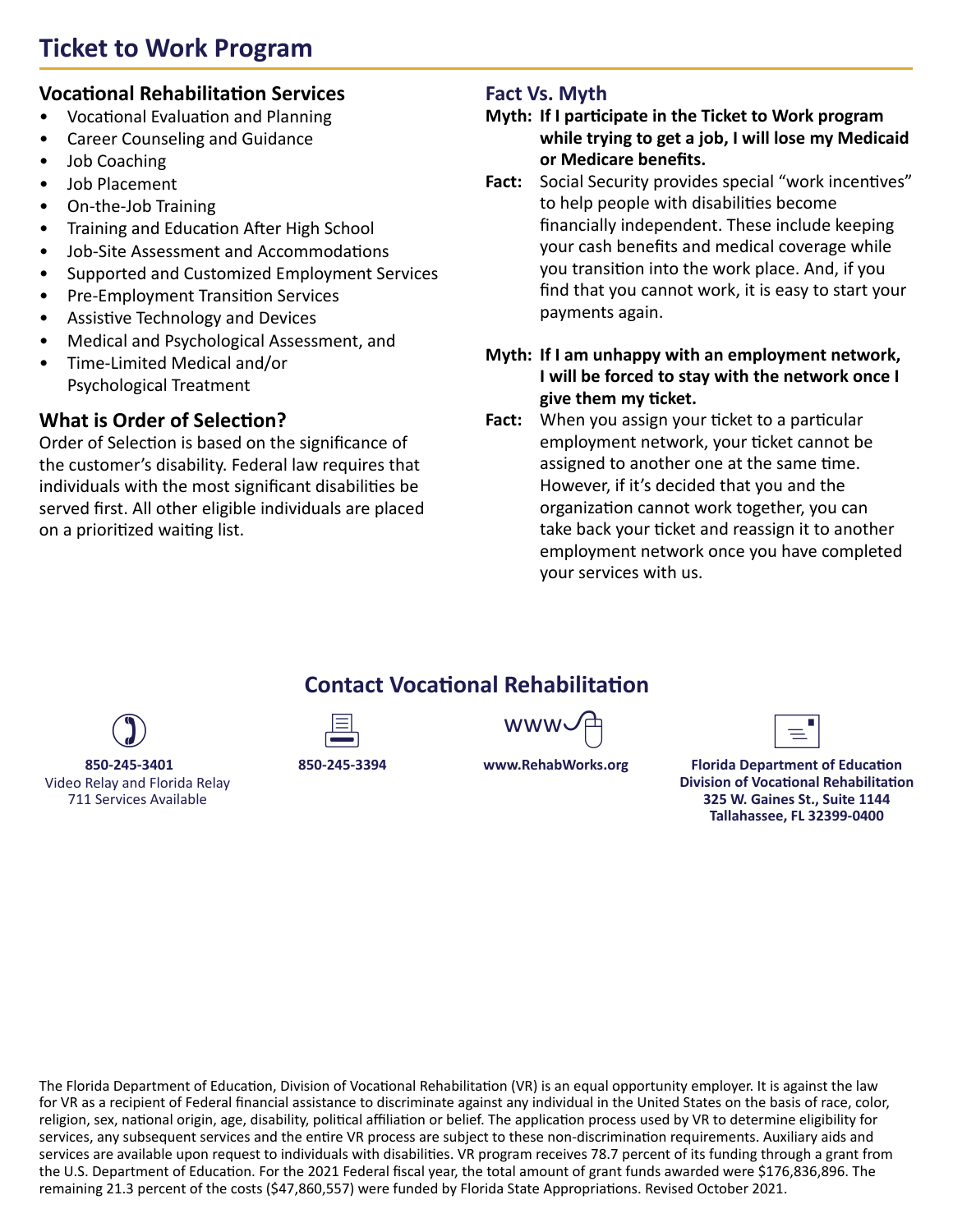# Ticket to Work Program

## Vocational Rehabilitation Services

- Vocational Evaluation and Planning
- Career Counseling and Guidance
- Job Coaching
- Job Placement
- On-the-Job Training
- Training and Education After High School
- Job-Site Assessment and Accommodations
- Supported and Customized Employment Services
- Pre-Employment Transition Services
- Assistive Technology and Devices
- Medical and Psychological Assessment, and
- Time-Limited Medical and/or Psychological Treatment

## What is Order of Selection?

Order of Selection is based on the significance of the customer's disability. Federal law requires that individuals with the most significant disabilities be served first. All other eligible individuals are placed on a prioritized waiting list.

## Fact Vs. Myth

**Myth: If I participate in the Ticket to Work program while trying to get a job, I will lose my Medicaid or Medicare benefits.**

**Fact:** Social Security provides special "work incentives" to help people with disabilities become financially independent. These include keeping your cash benefits and medical coverage while you transition into the work place. And, if you find that you cannot work, it is easy to start your payments again.

**Myth: If I am unhappy with an employment network, I will be forced to stay with the network once I give them my ticket.**

**Fact:** When you assign your ticket to a particular employment network, your ticket cannot be assigned to another one at the same time. However, if it's decided that you and the organization cannot work together, you can take back your ticket and reassign it to another employment network once you have completed your services with us.

## Contact Vocational Rehabilitation

**850-245-3401**
Video Relay and Florida Relay 711 Services Available

**850-245-3394**

**www.RehabWorks.org**

**Florida Department of Education**
**Division of Vocational Rehabilitation**
**325 W. Gaines St., Suite 1144**
**Tallahassee, FL 32399-0400**

The Florida Department of Education, Division of Vocational Rehabilitation (VR) is an equal opportunity employer. It is against the law for VR as a recipient of Federal financial assistance to discriminate against any individual in the United States on the basis of race, color, religion, sex, national origin, age, disability, political affiliation or belief. The application process used by VR to determine eligibility for services, any subsequent services and the entire VR process are subject to these non-discrimination requirements. Auxiliary aids and services are available upon request to individuals with disabilities. VR program receives 78.7 percent of its funding through a grant from the U.S. Department of Education. For the 2021 Federal fiscal year, the total amount of grant funds awarded were $176,836,896. The remaining 21.3 percent of the costs ($47,860,557) were funded by Florida State Appropriations. Revised October 2021.